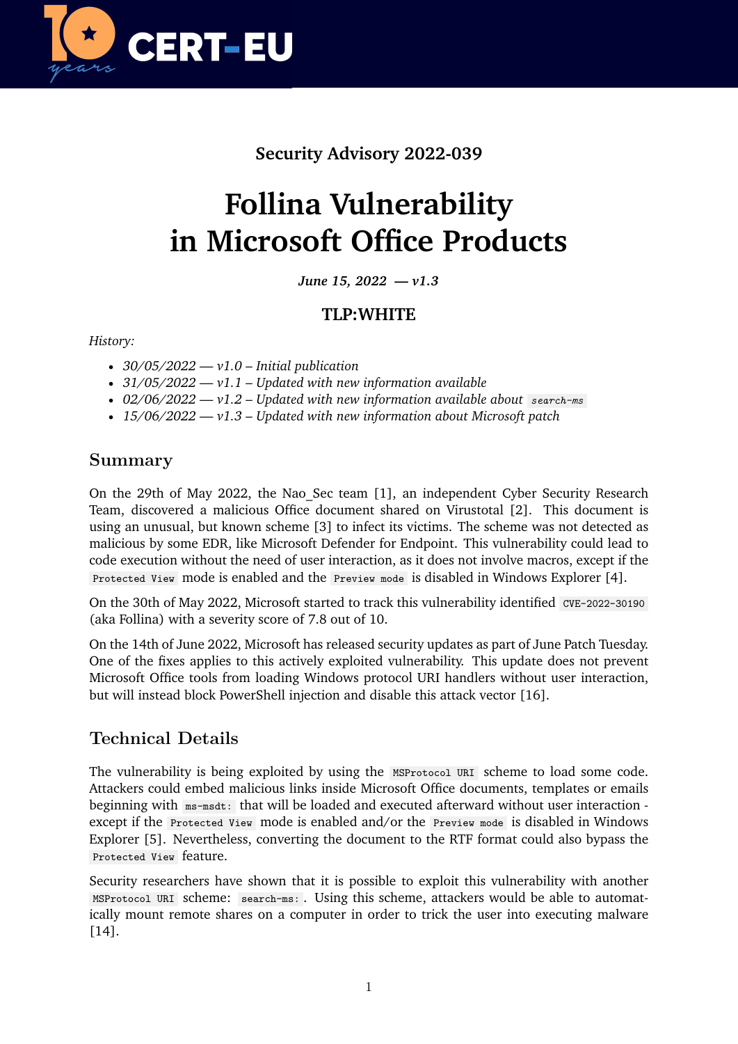CERT-EU

**Security Advisory 2022-039**

# Follina Vulnerability in Microsoft Office Products

***June 15, 2022 — v1.3***

**TLP:WHITE**

*History:*

- *30/05/2022 — v1.0 – Initial publication*
- *31/05/2022 — v1.1 – Updated with new information available*
- *02/06/2022 — v1.2 – Updated with new information available about `search-ms`*
- *15/06/2022 — v1.3 – Updated with new information about Microsoft patch*

## Summary

On the 29th of May 2022, the Nao_Sec team [1], an independent Cyber Security Research Team, discovered a malicious Office document shared on Virustotal [2]. This document is using an unusual, but known scheme [3] to infect its victims. The scheme was not detected as malicious by some EDR, like Microsoft Defender for Endpoint. This vulnerability could lead to code execution without the need of user interaction, as it does not involve macros, except if the `Protected View` mode is enabled and the `Preview mode` is disabled in Windows Explorer [4].

On the 30th of May 2022, Microsoft started to track this vulnerability identified `CVE-2022-30190` (aka Follina) with a severity score of 7.8 out of 10.

On the 14th of June 2022, Microsoft has released security updates as part of June Patch Tuesday. One of the fixes applies to this actively exploited vulnerability. This update does not prevent Microsoft Office tools from loading Windows protocol URI handlers without user interaction, but will instead block PowerShell injection and disable this attack vector [16].

## Technical Details

The vulnerability is being exploited by using the `MSProtocol URI` scheme to load some code. Attackers could embed malicious links inside Microsoft Office documents, templates or emails beginning with `ms-msdt:` that will be loaded and executed afterward without user interaction - except if the `Protected View` mode is enabled and/or the `Preview mode` is disabled in Windows Explorer [5]. Nevertheless, converting the document to the RTF format could also bypass the `Protected View` feature.

Security researchers have shown that it is possible to exploit this vulnerability with another `MSProtocol URI` scheme: `search-ms:`. Using this scheme, attackers would be able to automatically mount remote shares on a computer in order to trick the user into executing malware [14].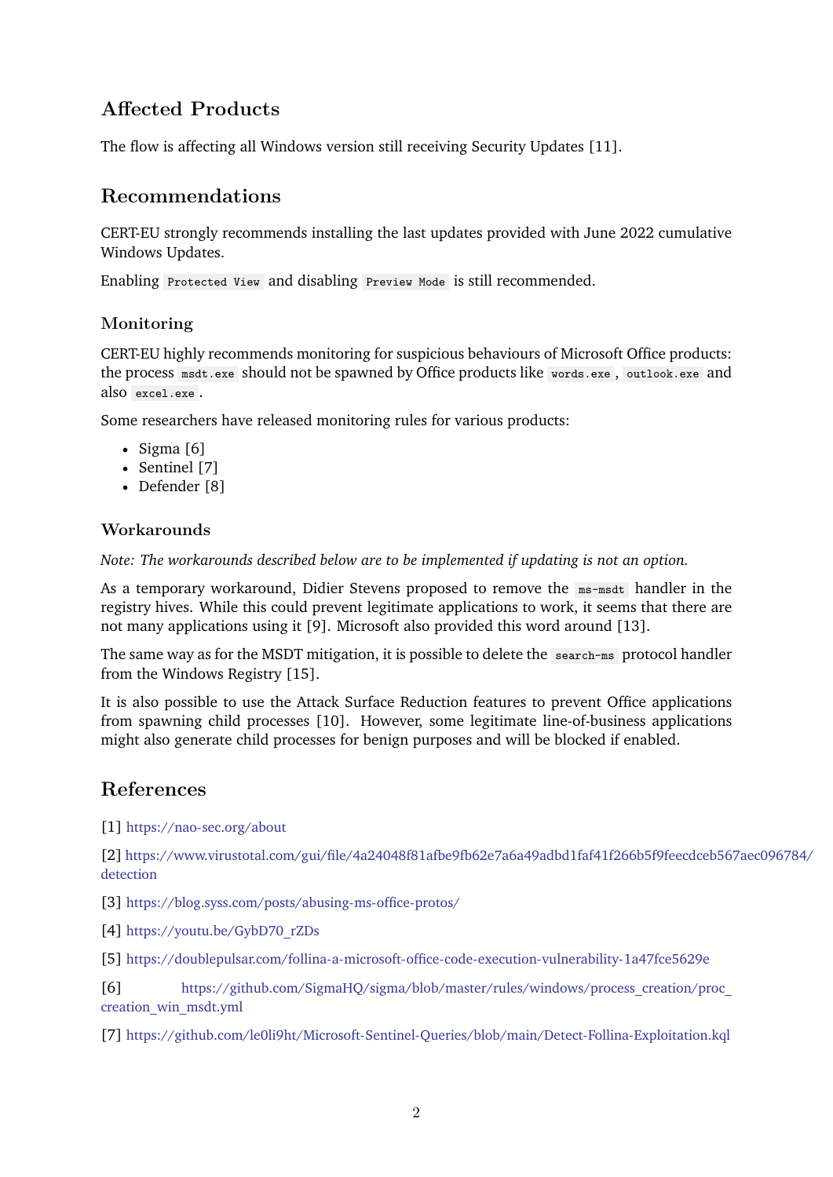## Affected Products

The flow is affecting all Windows version still receiving Security Updates [11].

## Recommendations

CERT-EU strongly recommends installing the last updates provided with June 2022 cumulative Windows Updates.

Enabling `Protected View` and disabling `Preview Mode` is still recommended.

### Monitoring

CERT-EU highly recommends monitoring for suspicious behaviours of Microsoft Office products: the process `msdt.exe` should not be spawned by Office products like `words.exe`, `outlook.exe` and also `excel.exe`.

Some researchers have released monitoring rules for various products:

- Sigma [6]
- Sentinel [7]
- Defender [8]

### Workarounds

*Note: The workarounds described below are to be implemented if updating is not an option.*

As a temporary workaround, Didier Stevens proposed to remove the `ms-msdt` handler in the registry hives. While this could prevent legitimate applications to work, it seems that there are not many applications using it [9]. Microsoft also provided this word around [13].

The same way as for the MSDT mitigation, it is possible to delete the `search-ms` protocol handler from the Windows Registry [15].

It is also possible to use the Attack Surface Reduction features to prevent Office applications from spawning child processes [10]. However, some legitimate line-of-business applications might also generate child processes for benign purposes and will be blocked if enabled.

## References

[1] https://nao-sec.org/about

[2] https://www.virustotal.com/gui/file/4a24048f81afbe9fb62e7a6a49adbd1faf41f266b5f9feecdceb567aec096784/detection

[3] https://blog.syss.com/posts/abusing-ms-office-protos/

[4] https://youtu.be/GybD70_rZDs

[5] https://doublepulsar.com/follina-a-microsoft-office-code-execution-vulnerability-1a47fce5629e

[6] https://github.com/SigmaHQ/sigma/blob/master/rules/windows/process_creation/proc_creation_win_msdt.yml

[7] https://github.com/le0li9ht/Microsoft-Sentinel-Queries/blob/main/Detect-Follina-Exploitation.kql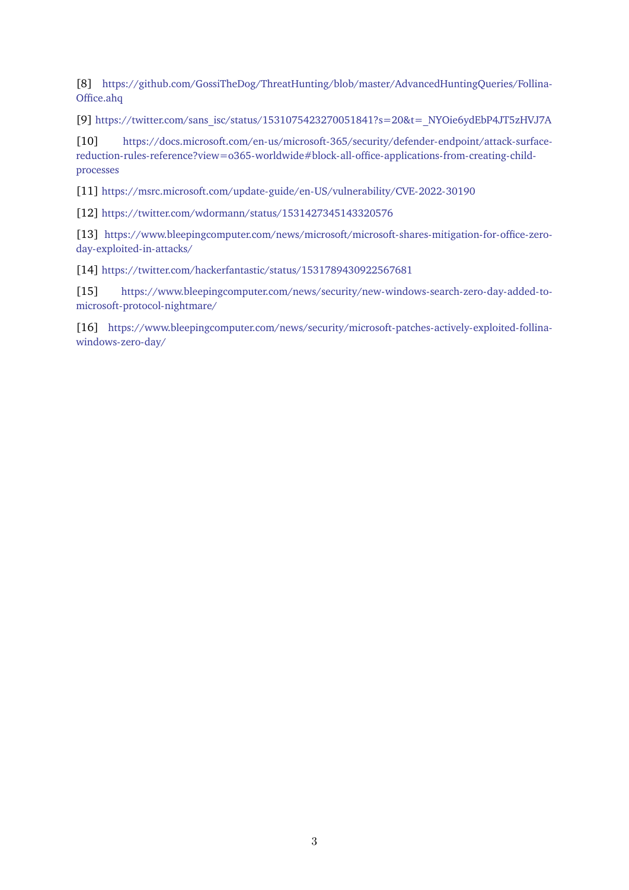[8] https://github.com/GossiTheDog/ThreatHunting/blob/master/AdvancedHuntingQueries/Follina-Office.ahq

[9] https://twitter.com/sans_isc/status/1531075423270051841?s=20&t=_NYOie6ydEbP4JT5zHVJ7A

[10] https://docs.microsoft.com/en-us/microsoft-365/security/defender-endpoint/attack-surface-reduction-rules-reference?view=o365-worldwide#block-all-office-applications-from-creating-child-processes

[11] https://msrc.microsoft.com/update-guide/en-US/vulnerability/CVE-2022-30190

[12] https://twitter.com/wdormann/status/1531427345143320576

[13] https://www.bleepingcomputer.com/news/microsoft/microsoft-shares-mitigation-for-office-zero-day-exploited-in-attacks/

[14] https://twitter.com/hackerfantastic/status/1531789430922567681

[15] https://www.bleepingcomputer.com/news/security/new-windows-search-zero-day-added-to-microsoft-protocol-nightmare/

[16] https://www.bleepingcomputer.com/news/security/microsoft-patches-actively-exploited-follina-windows-zero-day/